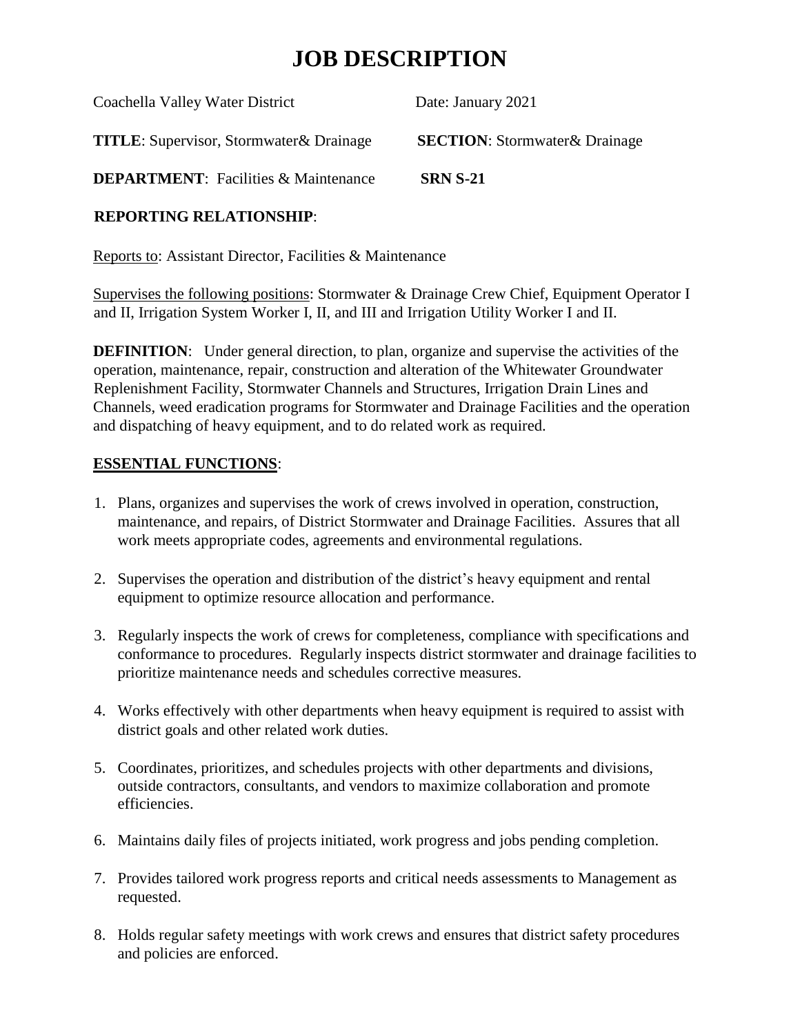# JOB DESCRIPTION

Coachella Valley Water District Date: January 2021

**TITLE**: Supervisor, Stormwater& Drainage **SECTION**: Stormwater& Drainage

**DEPARTMENT**: Facilities & Maintenance **SRN S-21**

**REPORTING RELATIONSHIP**:

Reports to: Assistant Director, Facilities & Maintenance

Supervises the following positions: Stormwater & Drainage Crew Chief, Equipment Operator I and II, Irrigation System Worker I, II, and III and Irrigation Utility Worker I and II.

**DEFINITION**: Under general direction, to plan, organize and supervise the activities of the operation, maintenance, repair, construction and alteration of the Whitewater Groundwater Replenishment Facility, Stormwater Channels and Structures, Irrigation Drain Lines and Channels, weed eradication programs for Stormwater and Drainage Facilities and the operation and dispatching of heavy equipment, and to do related work as required.

## ESSENTIAL FUNCTIONS:

1. Plans, organizes and supervises the work of crews involved in operation, construction, maintenance, and repairs, of District Stormwater and Drainage Facilities. Assures that all work meets appropriate codes, agreements and environmental regulations.

2. Supervises the operation and distribution of the district's heavy equipment and rental equipment to optimize resource allocation and performance.

3. Regularly inspects the work of crews for completeness, compliance with specifications and conformance to procedures. Regularly inspects district stormwater and drainage facilities to prioritize maintenance needs and schedules corrective measures.

4. Works effectively with other departments when heavy equipment is required to assist with district goals and other related work duties.

5. Coordinates, prioritizes, and schedules projects with other departments and divisions, outside contractors, consultants, and vendors to maximize collaboration and promote efficiencies.

6. Maintains daily files of projects initiated, work progress and jobs pending completion.

7. Provides tailored work progress reports and critical needs assessments to Management as requested.

8. Holds regular safety meetings with work crews and ensures that district safety procedures and policies are enforced.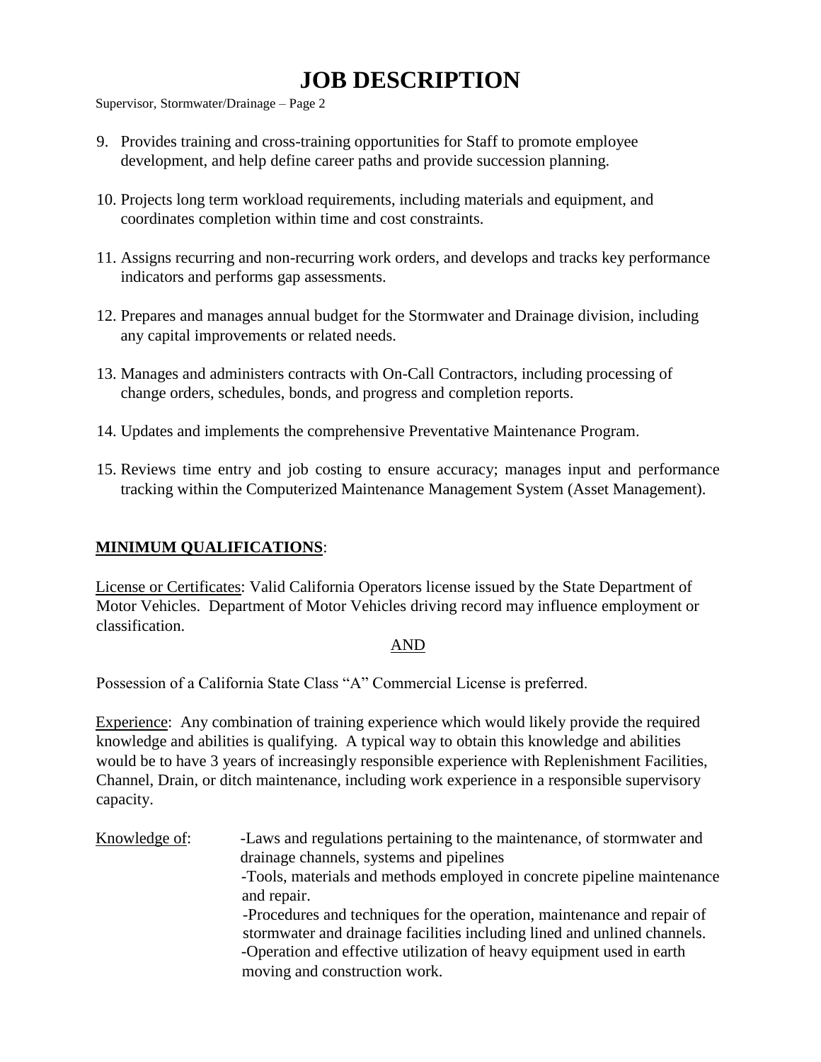9. Provides training and cross-training opportunities for Staff to promote employee development, and help define career paths and provide succession planning.

10. Projects long term workload requirements, including materials and equipment, and coordinates completion within time and cost constraints.

11. Assigns recurring and non-recurring work orders, and develops and tracks key performance indicators and performs gap assessments.

12. Prepares and manages annual budget for the Stormwater and Drainage division, including any capital improvements or related needs.

13. Manages and administers contracts with On-Call Contractors, including processing of change orders, schedules, bonds, and progress and completion reports.

14. Updates and implements the comprehensive Preventative Maintenance Program.

15. Reviews time entry and job costing to ensure accuracy; manages input and performance tracking within the Computerized Maintenance Management System (Asset Management).

## MINIMUM QUALIFICATIONS:

License or Certificates: Valid California Operators license issued by the State Department of Motor Vehicles. Department of Motor Vehicles driving record may influence employment or classification.

AND

Possession of a California State Class "A" Commercial License is preferred.

Experience: Any combination of training experience which would likely provide the required knowledge and abilities is qualifying. A typical way to obtain this knowledge and abilities would be to have 3 years of increasingly responsible experience with Replenishment Facilities, Channel, Drain, or ditch maintenance, including work experience in a responsible supervisory capacity.

Knowledge of:

- Laws and regulations pertaining to the maintenance, of stormwater and drainage channels, systems and pipelines
- Tools, materials and methods employed in concrete pipeline maintenance and repair.
- Procedures and techniques for the operation, maintenance and repair of stormwater and drainage facilities including lined and unlined channels.
- Operation and effective utilization of heavy equipment used in earth moving and construction work.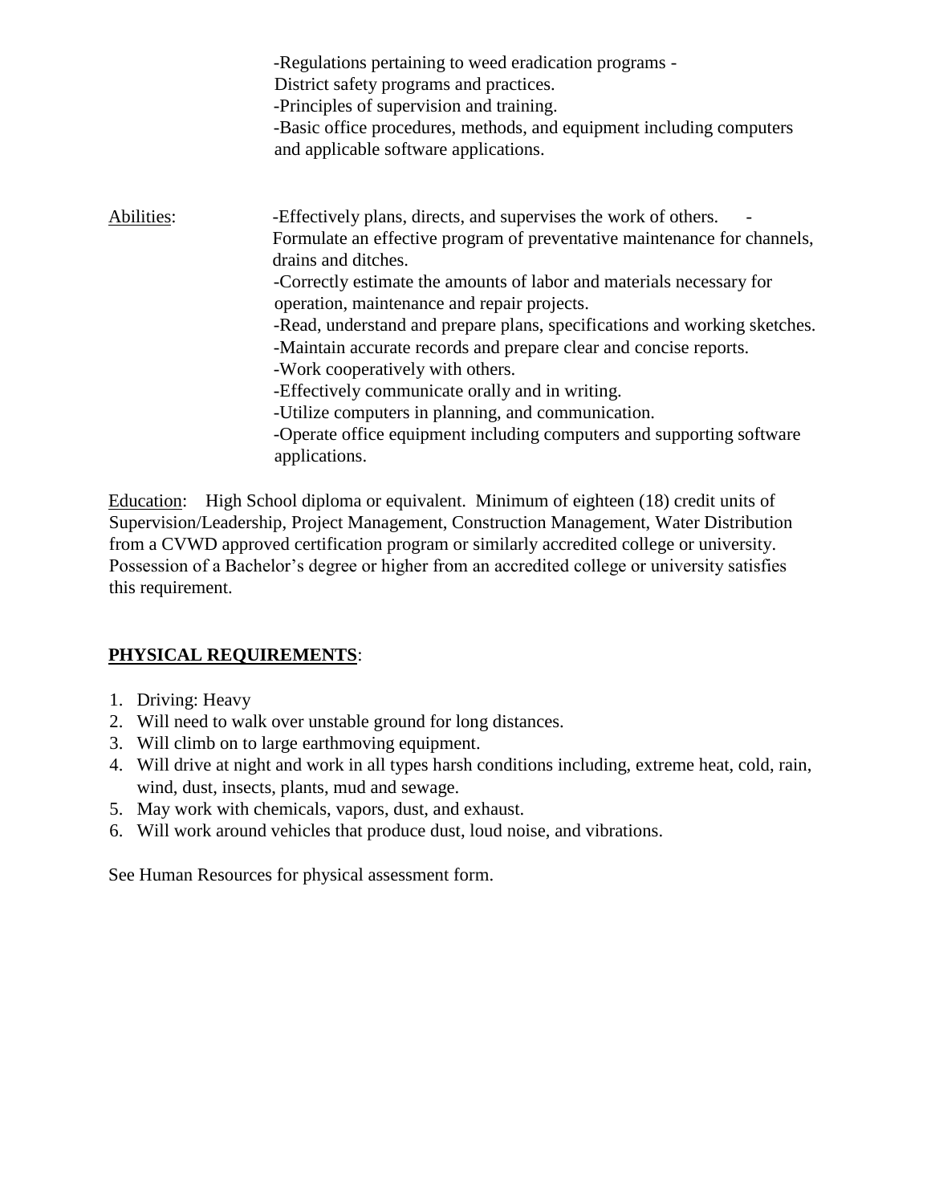-Regulations pertaining to weed eradication programs -
District safety programs and practices.
-Principles of supervision and training.
-Basic office procedures, methods, and equipment including computers and applicable software applications.

Abilities:
-Effectively plans, directs, and supervises the work of others. -
Formulate an effective program of preventative maintenance for channels, drains and ditches.
-Correctly estimate the amounts of labor and materials necessary for operation, maintenance and repair projects.
-Read, understand and prepare plans, specifications and working sketches.
-Maintain accurate records and prepare clear and concise reports.
-Work cooperatively with others.
-Effectively communicate orally and in writing.
-Utilize computers in planning, and communication.
-Operate office equipment including computers and supporting software applications.

Education: High School diploma or equivalent. Minimum of eighteen (18) credit units of Supervision/Leadership, Project Management, Construction Management, Water Distribution from a CVWD approved certification program or similarly accredited college or university. Possession of a Bachelor's degree or higher from an accredited college or university satisfies this requirement.

**PHYSICAL REQUIREMENTS**:

1. Driving: Heavy
2. Will need to walk over unstable ground for long distances.
3. Will climb on to large earthmoving equipment.
4. Will drive at night and work in all types harsh conditions including, extreme heat, cold, rain, wind, dust, insects, plants, mud and sewage.
5. May work with chemicals, vapors, dust, and exhaust.
6. Will work around vehicles that produce dust, loud noise, and vibrations.

See Human Resources for physical assessment form.